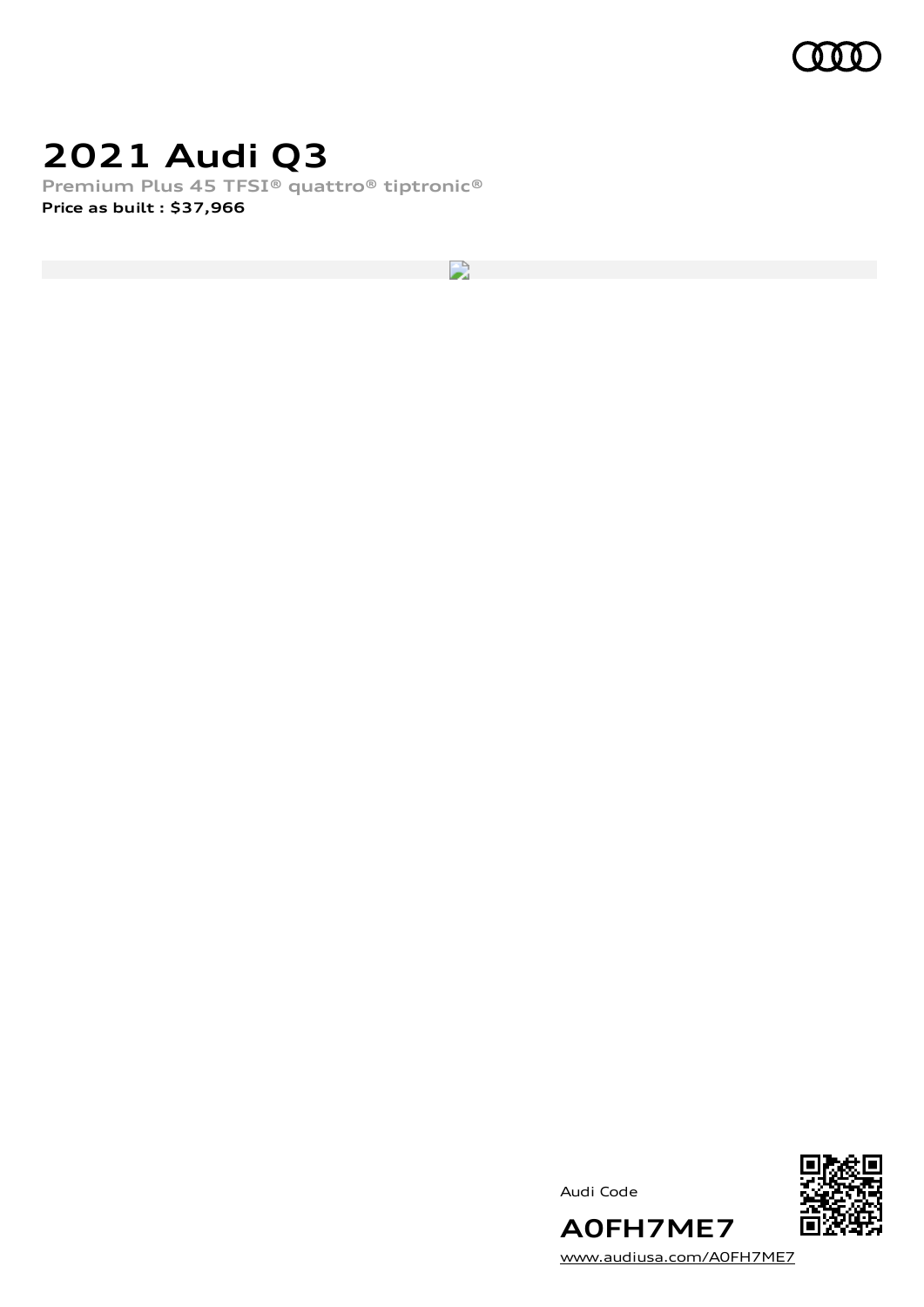# 2021 Audi Q3

**Premium Plus 45 TFSI® quattro® tiptronic®**

**Price as built : $37,966**

Audi Code

**A0FH7ME7**

www.audiusa.com/A0FH7ME7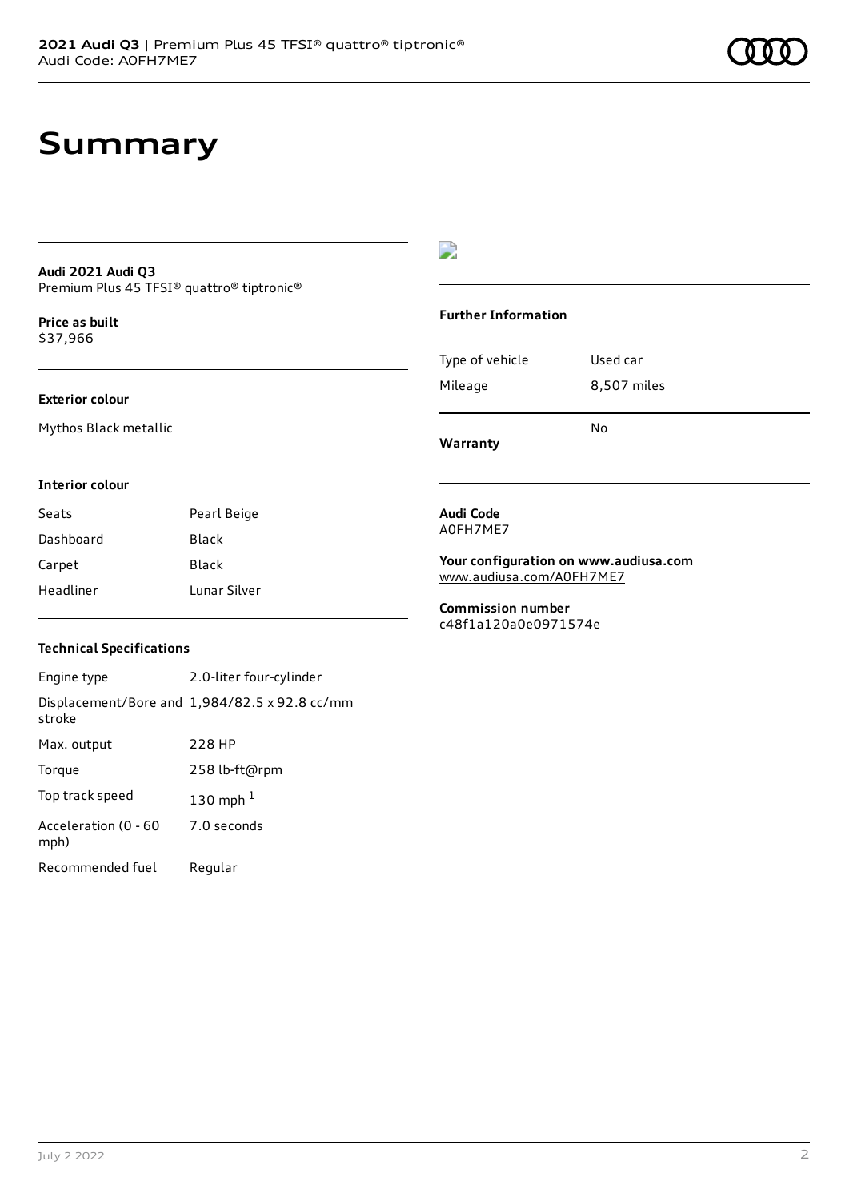# Summary

**Audi 2021 Audi Q3**
Premium Plus 45 TFSI® quattro® tiptronic®

**Price as built**
$37,966

### Exterior colour

Mythos Black metallic

### Interior colour

| | |
|---|---|
| Seats | Pearl Beige |
| Dashboard | Black |
| Carpet | Black |
| Headliner | Lunar Silver |

### Technical Specifications

| | |
|---|---|
| Engine type | 2.0-liter four-cylinder |
| Displacement/Bore and stroke | 1,984/82.5 x 92.8 cc/mm |
| Max. output | 228 HP |
| Torque | 258 lb-ft@rpm |
| Top track speed | 130 mph [1] |
| Acceleration (0 - 60 mph) | 7.0 seconds |
| Recommended fuel | Regular |

### Further Information

| | |
|---|---|
| Type of vehicle | Used car |
| Mileage | 8,507 miles |
| **Warranty** | No |

**Audi Code**
A0FH7ME7

**Your configuration on www.audiusa.com**
www.audiusa.com/A0FH7ME7

**Commission number**
c48f1a120a0e0971574e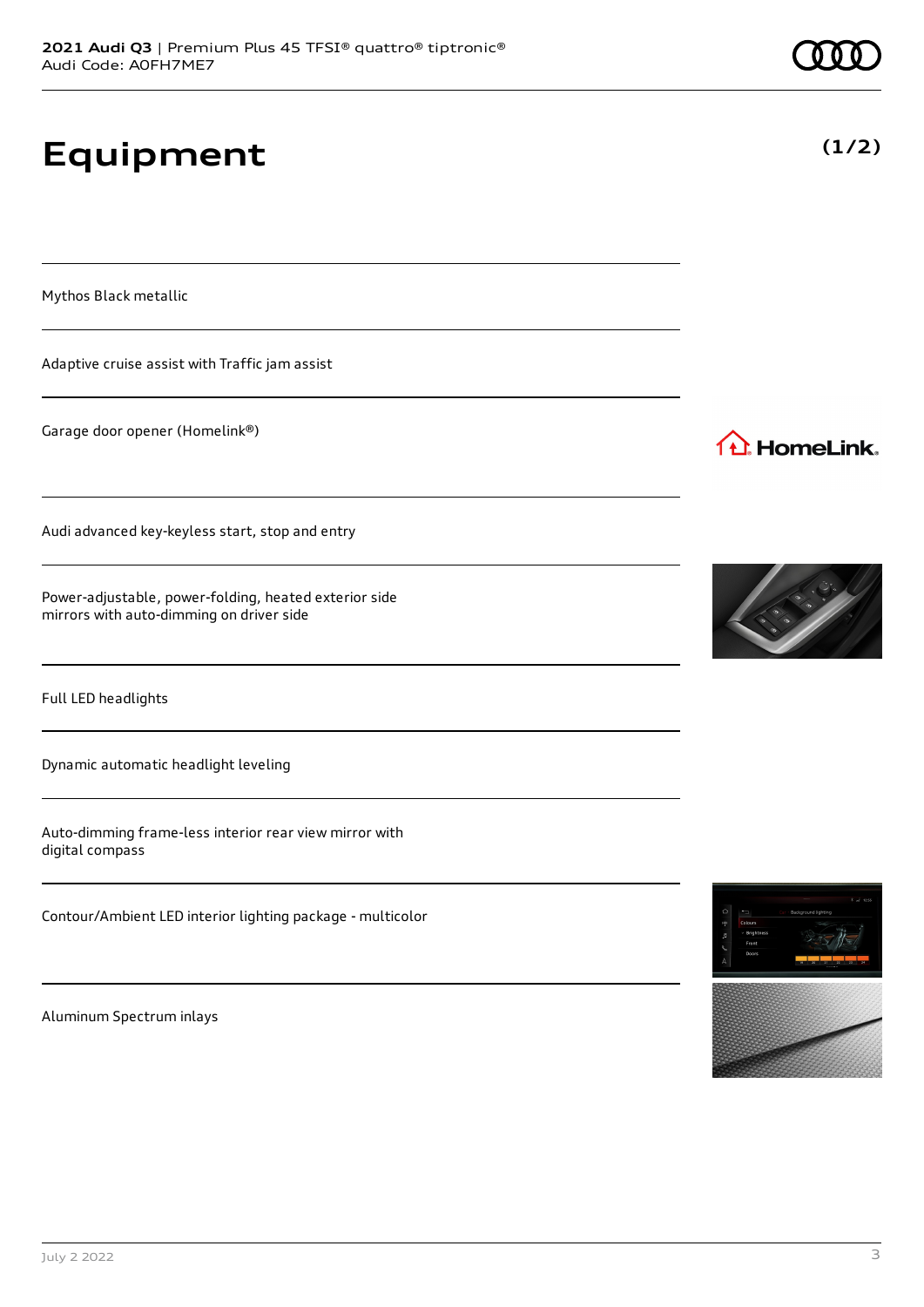# Equipment

(1/2)

Mythos Black metallic

Adaptive cruise assist with Traffic jam assist

Garage door opener (Homelink®)

Audi advanced key-keyless start, stop and entry

Power-adjustable, power-folding, heated exterior side mirrors with auto-dimming on driver side

Full LED headlights

Dynamic automatic headlight leveling

Auto-dimming frame-less interior rear view mirror with digital compass

Contour/Ambient LED interior lighting package - multicolor

Aluminum Spectrum inlays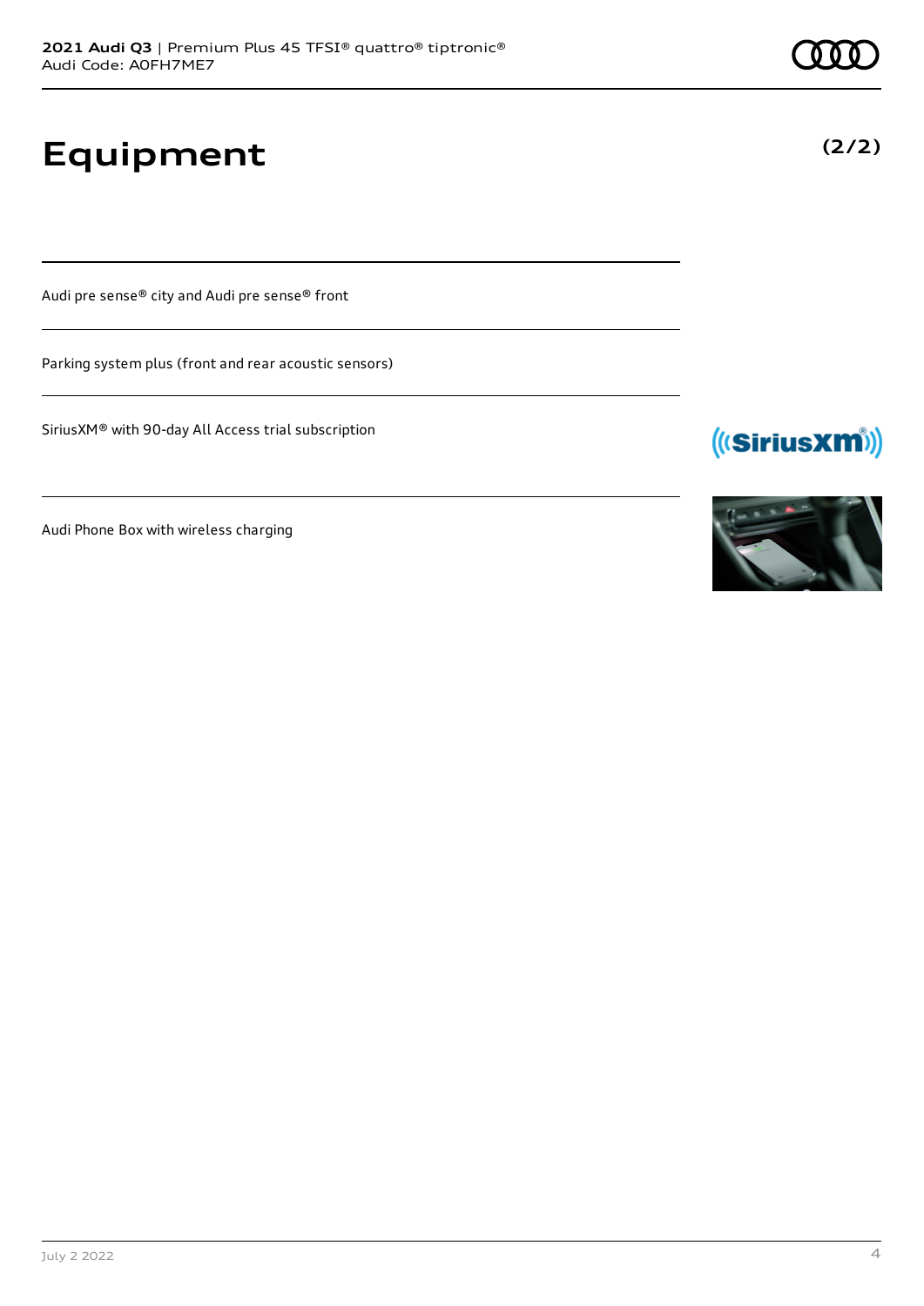# Equipment

Audi pre sense® city and Audi pre sense® front

Parking system plus (front and rear acoustic sensors)

SiriusXM® with 90-day All Access trial subscription

Audi Phone Box with wireless charging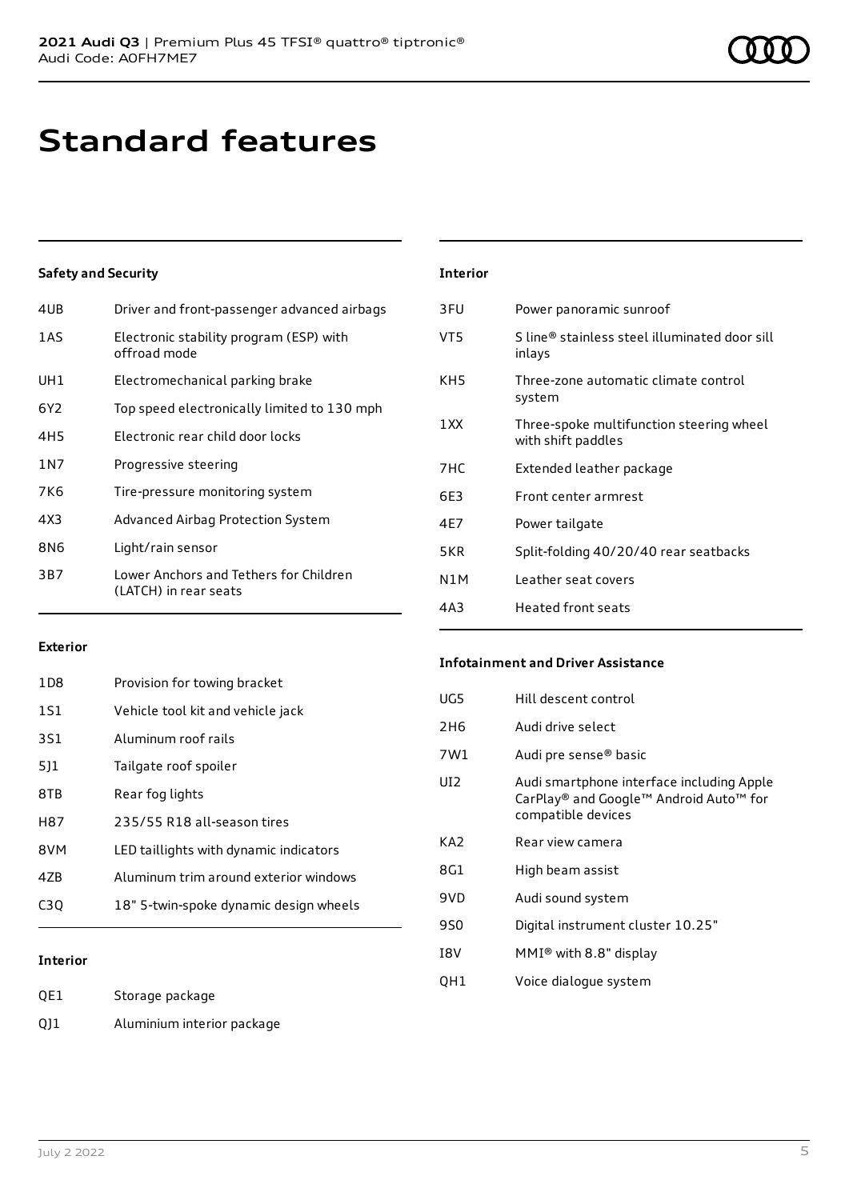# Standard features

### Safety and Security

| | |
|---|---|
| 4UB | Driver and front-passenger advanced airbags |
| 1AS | Electronic stability program (ESP) with offroad mode |
| UH1 | Electromechanical parking brake |
| 6Y2 | Top speed electronically limited to 130 mph |
| 4H5 | Electronic rear child door locks |
| 1N7 | Progressive steering |
| 7K6 | Tire-pressure monitoring system |
| 4X3 | Advanced Airbag Protection System |
| 8N6 | Light/rain sensor |
| 3B7 | Lower Anchors and Tethers for Children (LATCH) in rear seats |

### Exterior

| | |
|---|---|
| 1D8 | Provision for towing bracket |
| 1S1 | Vehicle tool kit and vehicle jack |
| 3S1 | Aluminum roof rails |
| 5J1 | Tailgate roof spoiler |
| 8TB | Rear fog lights |
| H87 | 235/55 R18 all-season tires |
| 8VM | LED taillights with dynamic indicators |
| 4ZB | Aluminum trim around exterior windows |
| C3Q | 18" 5-twin-spoke dynamic design wheels |

### Interior

| | |
|---|---|
| QE1 | Storage package |
| QJ1 | Aluminium interior package |

### Interior

| | |
|---|---|
| 3FU | Power panoramic sunroof |
| VT5 | S line® stainless steel illuminated door sill inlays |
| KH5 | Three-zone automatic climate control system |
| 1XX | Three-spoke multifunction steering wheel with shift paddles |
| 7HC | Extended leather package |
| 6E3 | Front center armrest |
| 4E7 | Power tailgate |
| 5KR | Split-folding 40/20/40 rear seatbacks |
| N1M | Leather seat covers |
| 4A3 | Heated front seats |

### Infotainment and Driver Assistance

| | |
|---|---|
| UG5 | Hill descent control |
| 2H6 | Audi drive select |
| 7W1 | Audi pre sense® basic |
| UI2 | Audi smartphone interface including Apple CarPlay® and Google™ Android Auto™ for compatible devices |
| KA2 | Rear view camera |
| 8G1 | High beam assist |
| 9VD | Audi sound system |
| 9S0 | Digital instrument cluster 10.25" |
| I8V | MMI® with 8.8" display |
| QH1 | Voice dialogue system |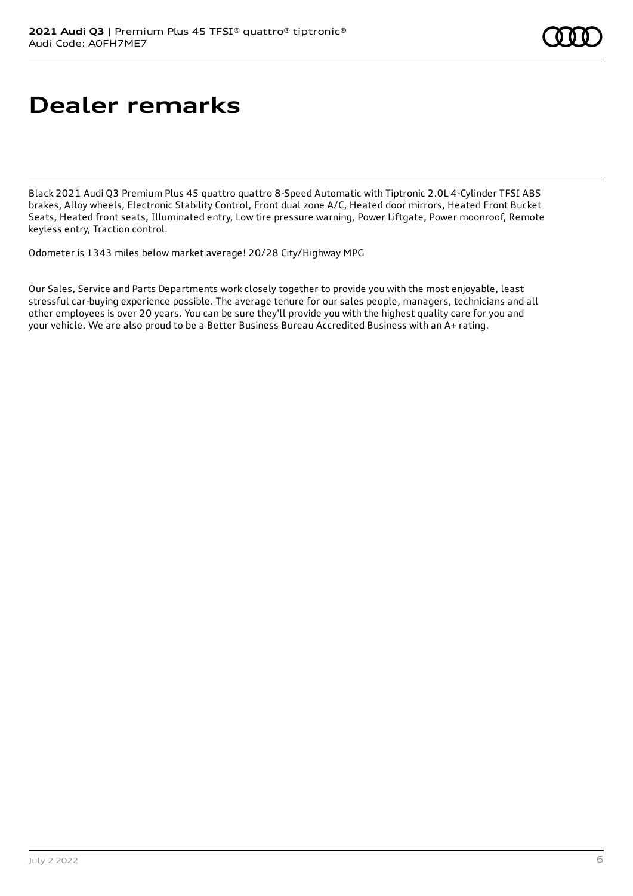# Dealer remarks

Black 2021 Audi Q3 Premium Plus 45 quattro quattro 8-Speed Automatic with Tiptronic 2.0L 4-Cylinder TFSI ABS brakes, Alloy wheels, Electronic Stability Control, Front dual zone A/C, Heated door mirrors, Heated Front Bucket Seats, Heated front seats, Illuminated entry, Low tire pressure warning, Power Liftgate, Power moonroof, Remote keyless entry, Traction control.

Odometer is 1343 miles below market average! 20/28 City/Highway MPG

Our Sales, Service and Parts Departments work closely together to provide you with the most enjoyable, least stressful car-buying experience possible. The average tenure for our sales people, managers, technicians and all other employees is over 20 years. You can be sure they'll provide you with the highest quality care for you and your vehicle. We are also proud to be a Better Business Bureau Accredited Business with an A+ rating.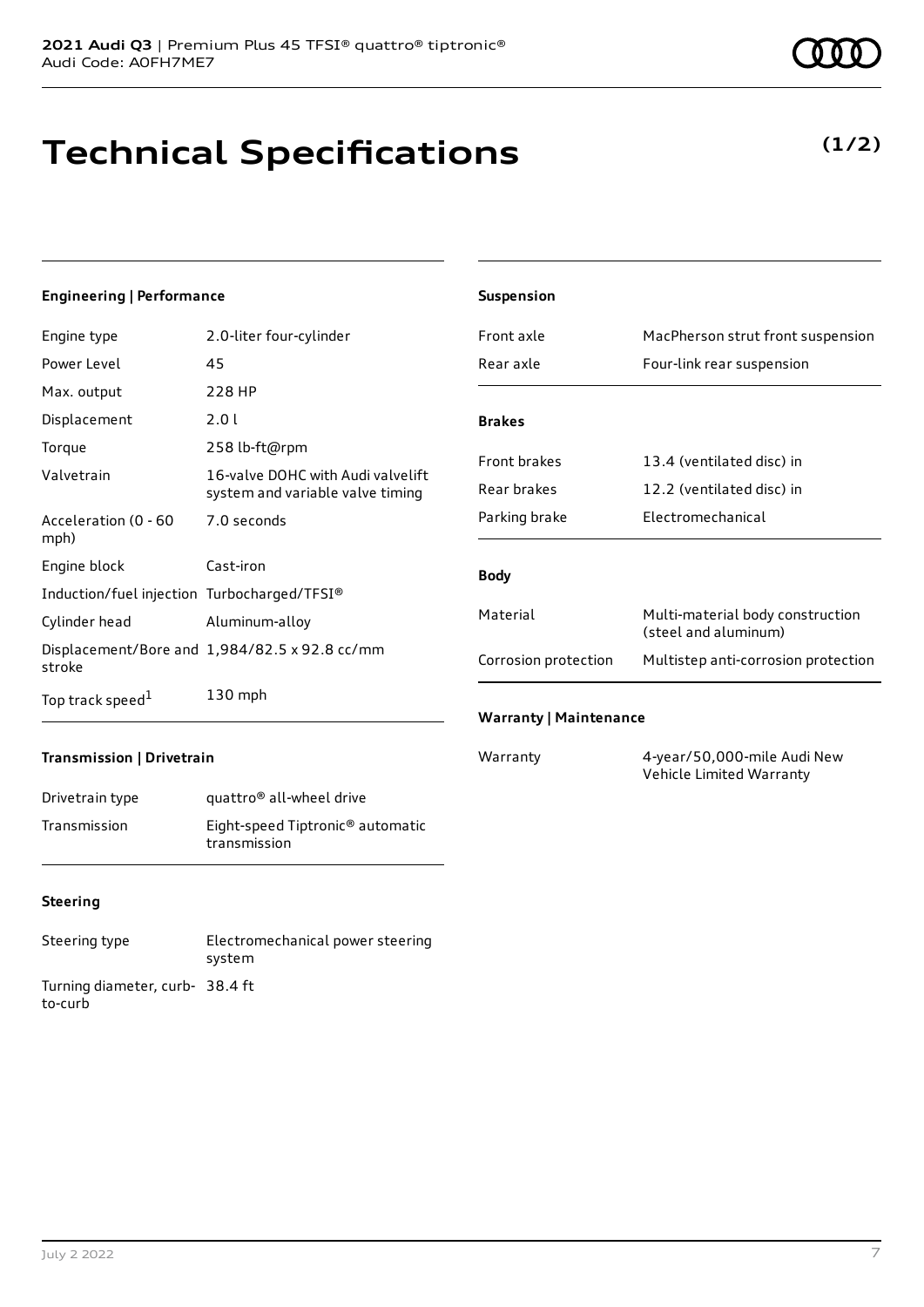# Technical Specifications

**(1/2)**

### Engineering | Performance

| | |
|---|---|
| Engine type | 2.0-liter four-cylinder |
| Power Level | 45 |
| Max. output | 228 HP |
| Displacement | 2.0 l |
| Torque | 258 lb-ft@rpm |
| Valvetrain | 16-valve DOHC with Audi valvelift system and variable valve timing |
| Acceleration (0 - 60 mph) | 7.0 seconds |
| Engine block | Cast-iron |
| Induction/fuel injection | Turbocharged/TFSI® |
| Cylinder head | Aluminum-alloy |
| Displacement/Bore and stroke | 1,984/82.5 x 92.8 cc/mm |
| Top track speed[1] | 130 mph |

### Transmission | Drivetrain

| | |
|---|---|
| Drivetrain type | quattro® all-wheel drive |
| Transmission | Eight-speed Tiptronic® automatic transmission |

### Steering

| | |
|---|---|
| Steering type | Electromechanical power steering system |
| Turning diameter, curb-to-curb | 38.4 ft |

### Suspension

| | |
|---|---|
| Front axle | MacPherson strut front suspension |
| Rear axle | Four-link rear suspension |

### Brakes

| | |
|---|---|
| Front brakes | 13.4 (ventilated disc) in |
| Rear brakes | 12.2 (ventilated disc) in |
| Parking brake | Electromechanical |

### Body

| | |
|---|---|
| Material | Multi-material body construction (steel and aluminum) |
| Corrosion protection | Multistep anti-corrosion protection |

### Warranty | Maintenance

| | |
|---|---|
| Warranty | 4-year/50,000-mile Audi New Vehicle Limited Warranty |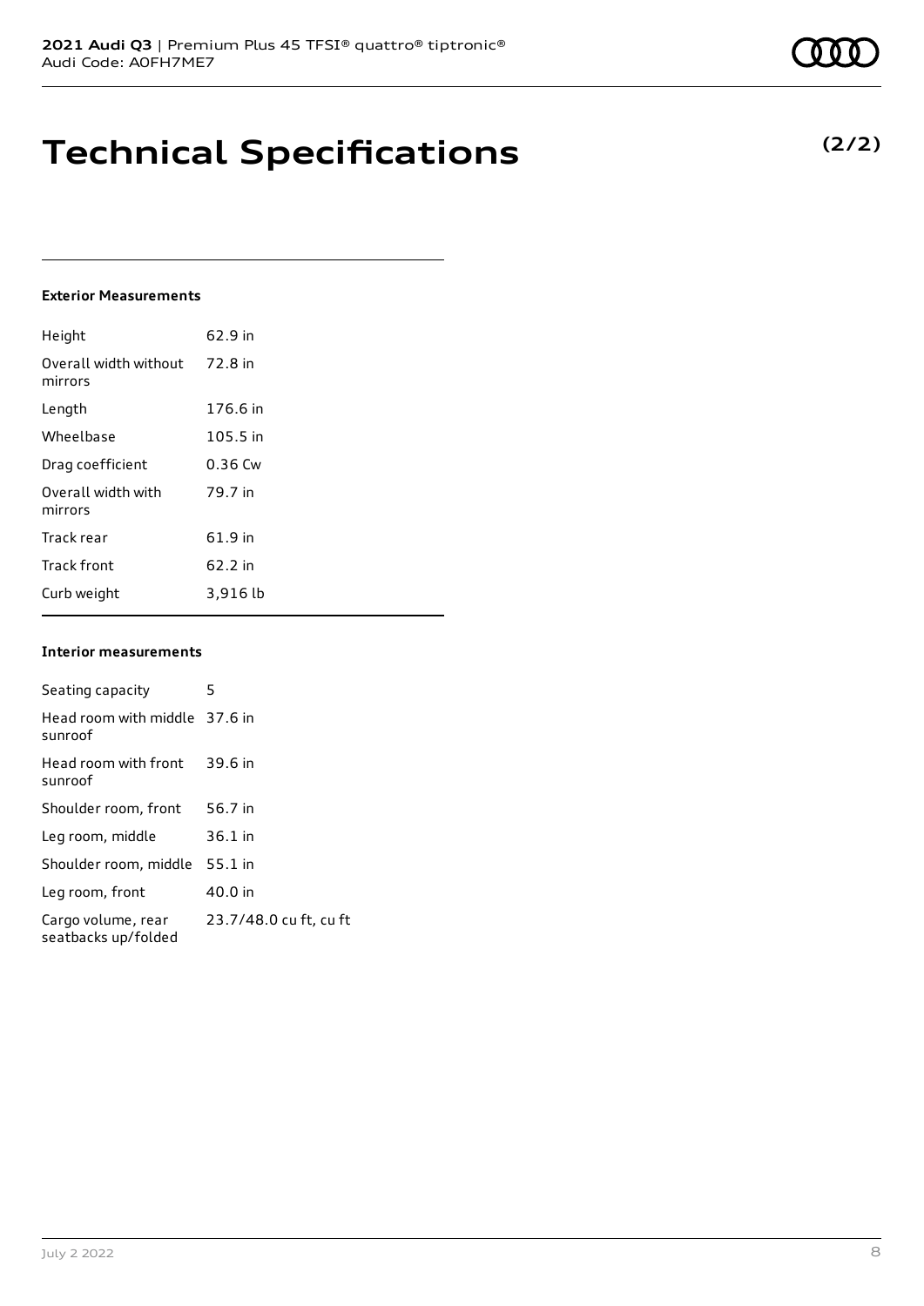# Technical Specifications

**(2/2)**

#### Exterior Measurements

| | |
|---|---|
| Height | 62.9 in |
| Overall width without mirrors | 72.8 in |
| Length | 176.6 in |
| Wheelbase | 105.5 in |
| Drag coefficient | 0.36 Cw |
| Overall width with mirrors | 79.7 in |
| Track rear | 61.9 in |
| Track front | 62.2 in |
| Curb weight | 3,916 lb |

#### Interior measurements

| | |
|---|---|
| Seating capacity | 5 |
| Head room with middle sunroof | 37.6 in |
| Head room with front sunroof | 39.6 in |
| Shoulder room, front | 56.7 in |
| Leg room, middle | 36.1 in |
| Shoulder room, middle | 55.1 in |
| Leg room, front | 40.0 in |
| Cargo volume, rear seatbacks up/folded | 23.7/48.0 cu ft, cu ft |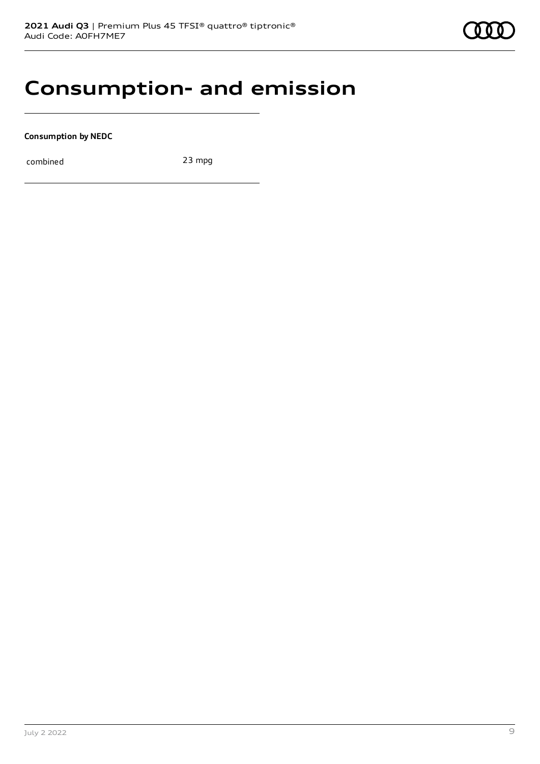# Consumption- and emission

**Consumption by NEDC**

| combined | 23 mpg |
|---|---|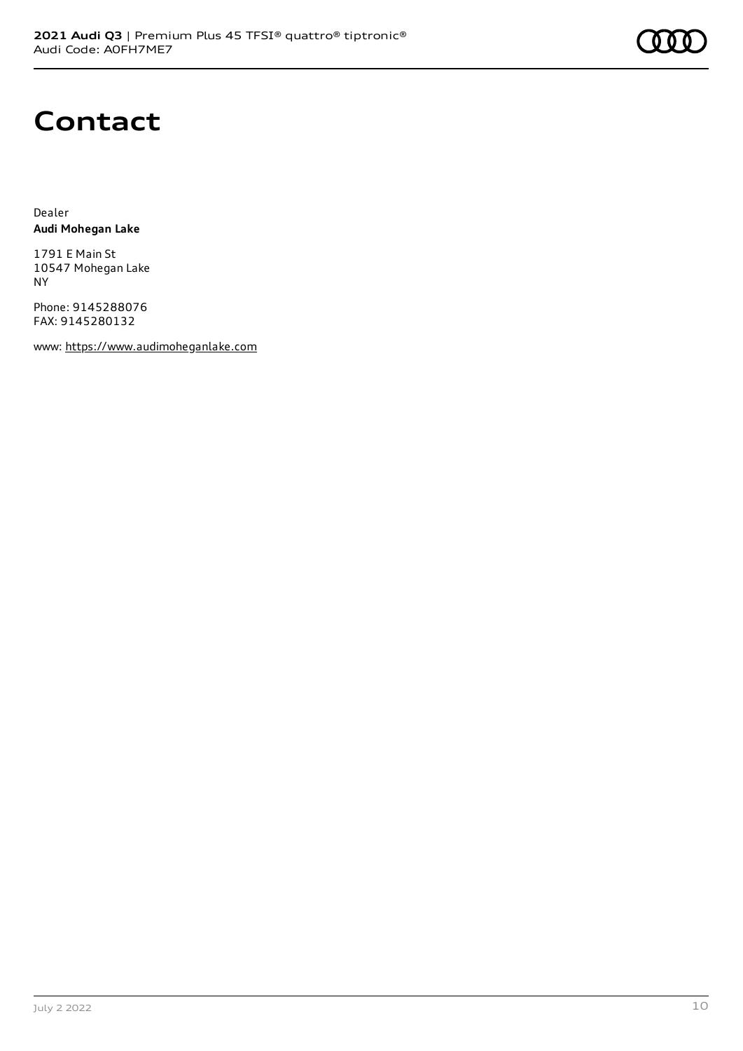# Contact

Dealer
**Audi Mohegan Lake**

1791 E Main St
10547 Mohegan Lake
NY

Phone: 9145288076
FAX: 9145280132

www: https://www.audimoheganlake.com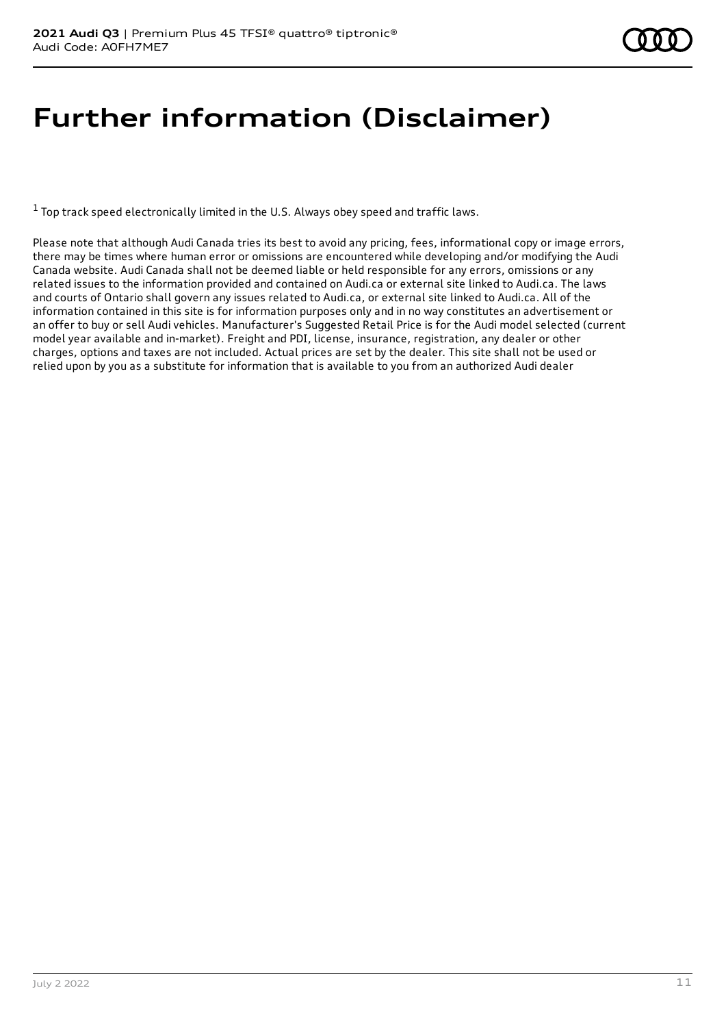# Further information (Disclaimer)

[1] Top track speed electronically limited in the U.S. Always obey speed and traffic laws.

Please note that although Audi Canada tries its best to avoid any pricing, fees, informational copy or image errors, there may be times where human error or omissions are encountered while developing and/or modifying the Audi Canada website. Audi Canada shall not be deemed liable or held responsible for any errors, omissions or any related issues to the information provided and contained on Audi.ca or external site linked to Audi.ca. The laws and courts of Ontario shall govern any issues related to Audi.ca, or external site linked to Audi.ca. All of the information contained in this site is for information purposes only and in no way constitutes an advertisement or an offer to buy or sell Audi vehicles. Manufacturer's Suggested Retail Price is for the Audi model selected (current model year available and in-market). Freight and PDI, license, insurance, registration, any dealer or other charges, options and taxes are not included. Actual prices are set by the dealer. This site shall not be used or relied upon by you as a substitute for information that is available to you from an authorized Audi dealer